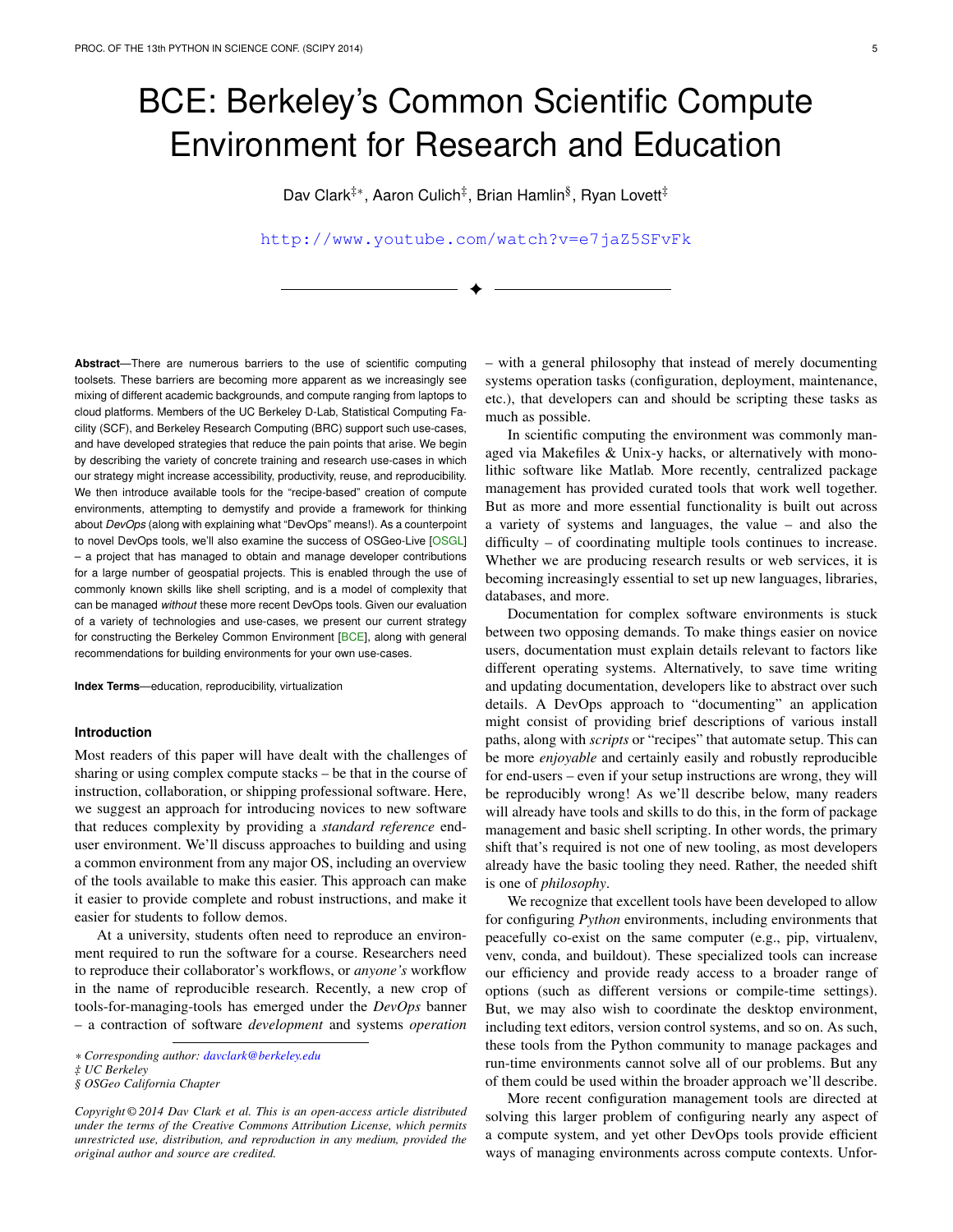# BCE: Berkeley's Common Scientific Compute Environment for Research and Education

Dav Clark[‡*], Aaron Culich[‡], Brian Hamlin[§], Ryan Lovett[‡]

http://www.youtube.com/watch?v=e7jaZ5SFvFk

**Abstract**—There are numerous barriers to the use of scientific computing toolsets. These barriers are becoming more apparent as we increasingly see mixing of different academic backgrounds, and compute ranging from laptops to cloud platforms. Members of the UC Berkeley D-Lab, Statistical Computing Facility (SCF), and Berkeley Research Computing (BRC) support such use-cases, and have developed strategies that reduce the pain points that arise. We begin by describing the variety of concrete training and research use-cases in which our strategy might increase accessibility, productivity, reuse, and reproducibility. We then introduce available tools for the "recipe-based" creation of compute environments, attempting to demystify and provide a framework for thinking about *DevOps* (along with explaining what "DevOps" means!). As a counterpoint to novel DevOps tools, we'll also examine the success of OSGeo-Live [OSGL] – a project that has managed to obtain and manage developer contributions for a large number of geospatial projects. This is enabled through the use of commonly known skills like shell scripting, and is a model of complexity that can be managed *without* these more recent DevOps tools. Given our evaluation of a variety of technologies and use-cases, we present our current strategy for constructing the Berkeley Common Environment [BCE], along with general recommendations for building environments for your own use-cases.

**Index Terms**—education, reproducibility, virtualization

## Introduction

Most readers of this paper will have dealt with the challenges of sharing or using complex compute stacks – be that in the course of instruction, collaboration, or shipping professional software. Here, we suggest an approach for introducing novices to new software that reduces complexity by providing a *standard reference* end-user environment. We'll discuss approaches to building and using a common environment from any major OS, including an overview of the tools available to make this easier. This approach can make it easier to provide complete and robust instructions, and make it easier for students to follow demos.

At a university, students often need to reproduce an environment required to run the software for a course. Researchers need to reproduce their collaborator's workflows, or *anyone's* workflow in the name of reproducible research. Recently, a new crop of tools-for-managing-tools has emerged under the *DevOps* banner – a contraction of software *development* and systems *operation* – with a general philosophy that instead of merely documenting systems operation tasks (configuration, deployment, maintenance, etc.), that developers can and should be scripting these tasks as much as possible.

In scientific computing the environment was commonly managed via Makefiles & Unix-y hacks, or alternatively with monolithic software like Matlab. More recently, centralized package management has provided curated tools that work well together. But as more and more essential functionality is built out across a variety of systems and languages, the value – and also the difficulty – of coordinating multiple tools continues to increase. Whether we are producing research results or web services, it is becoming increasingly essential to set up new languages, libraries, databases, and more.

Documentation for complex software environments is stuck between two opposing demands. To make things easier on novice users, documentation must explain details relevant to factors like different operating systems. Alternatively, to save time writing and updating documentation, developers like to abstract over such details. A DevOps approach to "documenting" an application might consist of providing brief descriptions of various install paths, along with *scripts* or "recipes" that automate setup. This can be more *enjoyable* and certainly easily and robustly reproducible for end-users – even if your setup instructions are wrong, they will be reproducibly wrong! As we'll describe below, many readers will already have tools and skills to do this, in the form of package management and basic shell scripting. In other words, the primary shift that's required is not one of new tooling, as most developers already have the basic tooling they need. Rather, the needed shift is one of *philosophy*.

We recognize that excellent tools have been developed to allow for configuring *Python* environments, including environments that peacefully co-exist on the same computer (e.g., pip, virtualenv, venv, conda, and buildout). These specialized tools can increase our efficiency and provide ready access to a broader range of options (such as different versions or compile-time settings). But, we may also wish to coordinate the desktop environment, including text editors, version control systems, and so on. As such, these tools from the Python community to manage packages and run-time environments cannot solve all of our problems. But any of them could be used within the broader approach we'll describe.

More recent configuration management tools are directed at solving this larger problem of configuring nearly any aspect of a compute system, and yet other DevOps tools provide efficient ways of managing environments across compute contexts. Unfor-

\* *Corresponding author: davclark@berkeley.edu*
‡ *UC Berkeley*
§ *OSGeo California Chapter*

*Copyright © 2014 Dav Clark et al. This is an open-access article distributed under the terms of the Creative Commons Attribution License, which permits unrestricted use, distribution, and reproduction in any medium, provided the original author and source are credited.*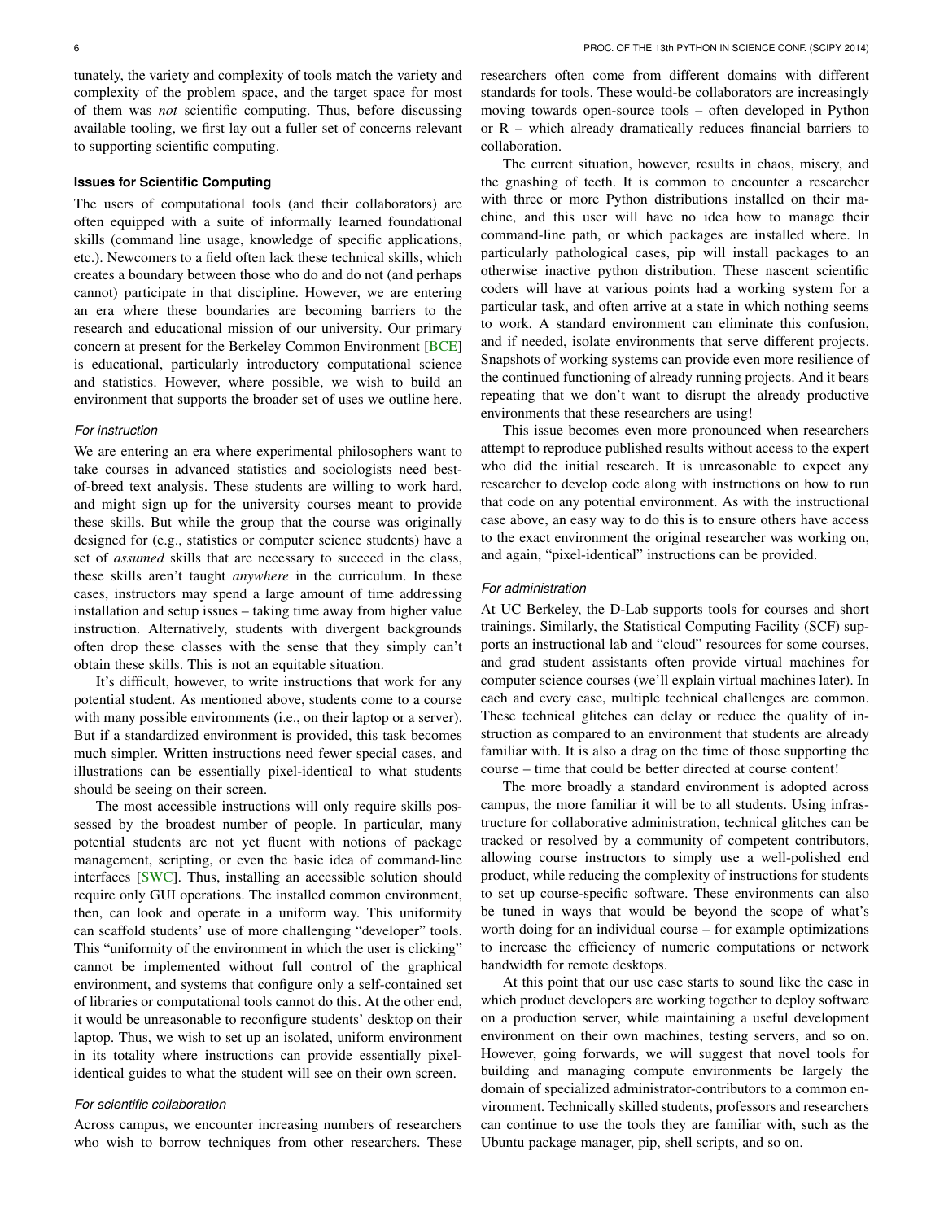tunately, the variety and complexity of tools match the variety and complexity of the problem space, and the target space for most of them was *not* scientific computing. Thus, before discussing available tooling, we first lay out a fuller set of concerns relevant to supporting scientific computing.

### Issues for Scientific Computing

The users of computational tools (and their collaborators) are often equipped with a suite of informally learned foundational skills (command line usage, knowledge of specific applications, etc.). Newcomers to a field often lack these technical skills, which creates a boundary between those who do and do not (and perhaps cannot) participate in that discipline. However, we are entering an era where these boundaries are becoming barriers to the research and educational mission of our university. Our primary concern at present for the Berkeley Common Environment [BCE] is educational, particularly introductory computational science and statistics. However, where possible, we wish to build an environment that supports the broader set of uses we outline here.

#### *For instruction*

We are entering an era where experimental philosophers want to take courses in advanced statistics and sociologists need best-of-breed text analysis. These students are willing to work hard, and might sign up for the university courses meant to provide these skills. But while the group that the course was originally designed for (e.g., statistics or computer science students) have a set of *assumed* skills that are necessary to succeed in the class, these skills aren't taught *anywhere* in the curriculum. In these cases, instructors may spend a large amount of time addressing installation and setup issues – taking time away from higher value instruction. Alternatively, students with divergent backgrounds often drop these classes with the sense that they simply can't obtain these skills. This is not an equitable situation.

It's difficult, however, to write instructions that work for any potential student. As mentioned above, students come to a course with many possible environments (i.e., on their laptop or a server). But if a standardized environment is provided, this task becomes much simpler. Written instructions need fewer special cases, and illustrations can be essentially pixel-identical to what students should be seeing on their screen.

The most accessible instructions will only require skills possessed by the broadest number of people. In particular, many potential students are not yet fluent with notions of package management, scripting, or even the basic idea of command-line interfaces [SWC]. Thus, installing an accessible solution should require only GUI operations. The installed common environment, then, can look and operate in a uniform way. This uniformity can scaffold students' use of more challenging "developer" tools. This "uniformity of the environment in which the user is clicking" cannot be implemented without full control of the graphical environment, and systems that configure only a self-contained set of libraries or computational tools cannot do this. At the other end, it would be unreasonable to reconfigure students' desktop on their laptop. Thus, we wish to set up an isolated, uniform environment in its totality where instructions can provide essentially pixel-identical guides to what the student will see on their own screen.

#### *For scientific collaboration*

Across campus, we encounter increasing numbers of researchers who wish to borrow techniques from other researchers. These researchers often come from different domains with different standards for tools. These would-be collaborators are increasingly moving towards open-source tools – often developed in Python or R – which already dramatically reduces financial barriers to collaboration.

The current situation, however, results in chaos, misery, and the gnashing of teeth. It is common to encounter a researcher with three or more Python distributions installed on their machine, and this user will have no idea how to manage their command-line path, or which packages are installed where. In particularly pathological cases, pip will install packages to an otherwise inactive python distribution. These nascent scientific coders will have at various points had a working system for a particular task, and often arrive at a state in which nothing seems to work. A standard environment can eliminate this confusion, and if needed, isolate environments that serve different projects. Snapshots of working systems can provide even more resilience of the continued functioning of already running projects. And it bears repeating that we don't want to disrupt the already productive environments that these researchers are using!

This issue becomes even more pronounced when researchers attempt to reproduce published results without access to the expert who did the initial research. It is unreasonable to expect any researcher to develop code along with instructions on how to run that code on any potential environment. As with the instructional case above, an easy way to do this is to ensure others have access to the exact environment the original researcher was working on, and again, "pixel-identical" instructions can be provided.

#### *For administration*

At UC Berkeley, the D-Lab supports tools for courses and short trainings. Similarly, the Statistical Computing Facility (SCF) supports an instructional lab and "cloud" resources for some courses, and grad student assistants often provide virtual machines for computer science courses (we'll explain virtual machines later). In each and every case, multiple technical challenges are common. These technical glitches can delay or reduce the quality of instruction as compared to an environment that students are already familiar with. It is also a drag on the time of those supporting the course – time that could be better directed at course content!

The more broadly a standard environment is adopted across campus, the more familiar it will be to all students. Using infrastructure for collaborative administration, technical glitches can be tracked or resolved by a community of competent contributors, allowing course instructors to simply use a well-polished end product, while reducing the complexity of instructions for students to set up course-specific software. These environments can also be tuned in ways that would be beyond the scope of what's worth doing for an individual course – for example optimizations to increase the efficiency of numeric computations or network bandwidth for remote desktops.

At this point that our use case starts to sound like the case in which product developers are working together to deploy software on a production server, while maintaining a useful development environment on their own machines, testing servers, and so on. However, going forwards, we will suggest that novel tools for building and managing compute environments be largely the domain of specialized administrator-contributors to a common environment. Technically skilled students, professors and researchers can continue to use the tools they are familiar with, such as the Ubuntu package manager, pip, shell scripts, and so on.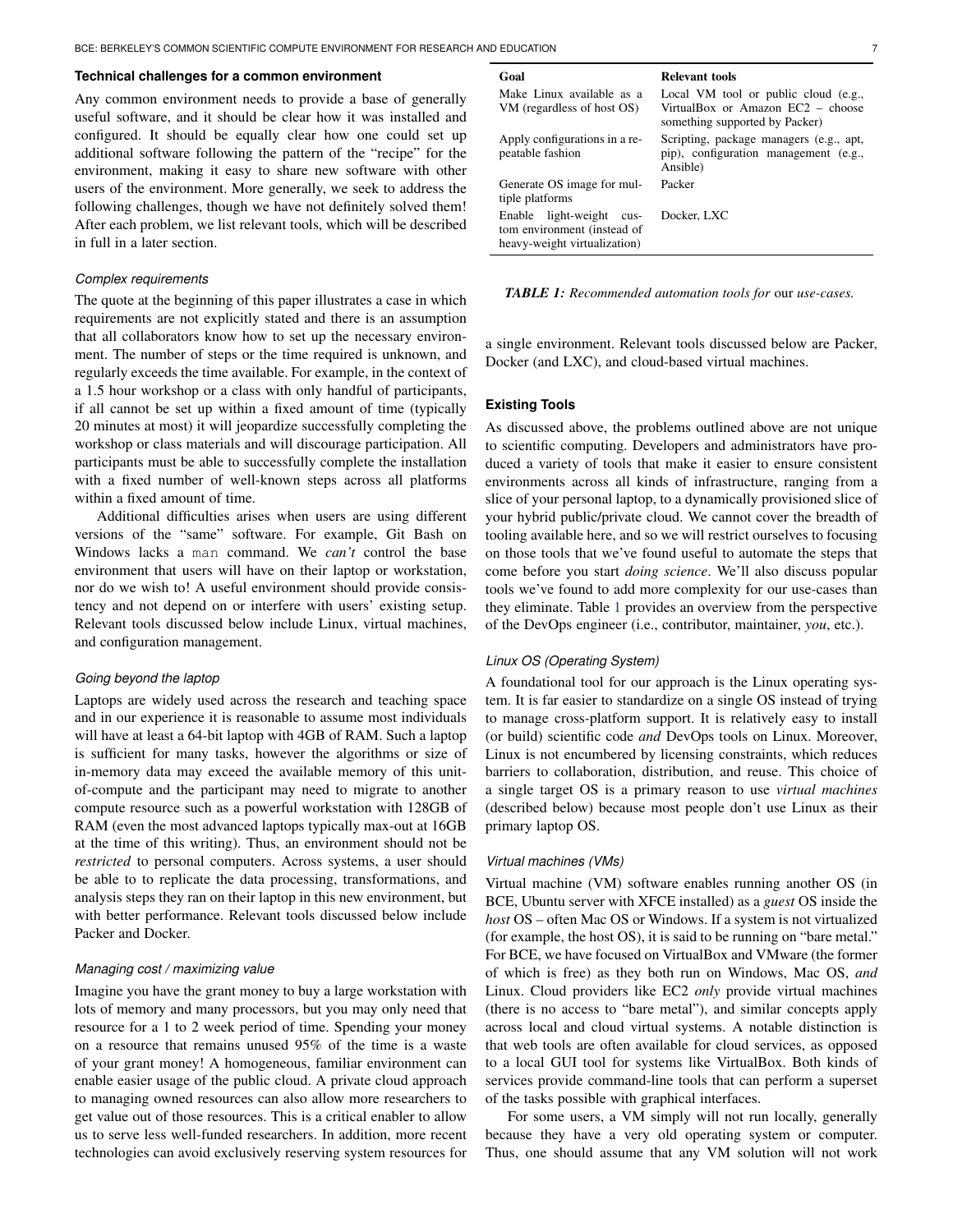## Technical challenges for a common environment

Any common environment needs to provide a base of generally useful software, and it should be clear how it was installed and configured. It should be equally clear how one could set up additional software following the pattern of the "recipe" for the environment, making it easy to share new software with other users of the environment. More generally, we seek to address the following challenges, though we have not definitely solved them! After each problem, we list relevant tools, which will be described in full in a later section.

### *Complex requirements*

The quote at the beginning of this paper illustrates a case in which requirements are not explicitly stated and there is an assumption that all collaborators know how to set up the necessary environment. The number of steps or the time required is unknown, and regularly exceeds the time available. For example, in the context of a 1.5 hour workshop or a class with only handful of participants, if all cannot be set up within a fixed amount of time (typically 20 minutes at most) it will jeopardize successfully completing the workshop or class materials and will discourage participation. All participants must be able to successfully complete the installation with a fixed number of well-known steps across all platforms within a fixed amount of time.

Additional difficulties arises when users are using different versions of the "same" software. For example, Git Bash on Windows lacks a `man` command. We *can't* control the base environment that users will have on their laptop or workstation, nor do we wish to! A useful environment should provide consistency and not depend on or interfere with users' existing setup. Relevant tools discussed below include Linux, virtual machines, and configuration management.

### *Going beyond the laptop*

Laptops are widely used across the research and teaching space and in our experience it is reasonable to assume most individuals will have at least a 64-bit laptop with 4GB of RAM. Such a laptop is sufficient for many tasks, however the algorithms or size of in-memory data may exceed the available memory of this unit-of-compute and the participant may need to migrate to another compute resource such as a powerful workstation with 128GB of RAM (even the most advanced laptops typically max-out at 16GB at the time of this writing). Thus, an environment should not be *restricted* to personal computers. Across systems, a user should be able to to replicate the data processing, transformations, and analysis steps they ran on their laptop in this new environment, but with better performance. Relevant tools discussed below include Packer and Docker.

### *Managing cost / maximizing value*

Imagine you have the grant money to buy a large workstation with lots of memory and many processors, but you may only need that resource for a 1 to 2 week period of time. Spending your money on a resource that remains unused 95% of the time is a waste of your grant money! A homogeneous, familiar environment can enable easier usage of the public cloud. A private cloud approach to managing owned resources can also allow more researchers to get value out of those resources. This is a critical enabler to allow us to serve less well-funded researchers. In addition, more recent technologies can avoid exclusively reserving system resources for a single environment. Relevant tools discussed below are Packer, Docker (and LXC), and cloud-based virtual machines.

| Goal | Relevant tools |
|---|---|
| Make Linux available as a VM (regardless of host OS) | Local VM tool or public cloud (e.g., VirtualBox or Amazon EC2 – choose something supported by Packer) |
| Apply configurations in a repeatable fashion | Scripting, package managers (e.g., apt, pip), configuration management (e.g., Ansible) |
| Generate OS image for multiple platforms | Packer |
| Enable light-weight custom environment (instead of heavy-weight virtualization) | Docker, LXC |

***TABLE 1:*** *Recommended automation tools for* our *use-cases.*

## Existing Tools

As discussed above, the problems outlined above are not unique to scientific computing. Developers and administrators have produced a variety of tools that make it easier to ensure consistent environments across all kinds of infrastructure, ranging from a slice of your personal laptop, to a dynamically provisioned slice of your hybrid public/private cloud. We cannot cover the breadth of tooling available here, and so we will restrict ourselves to focusing on those tools that we've found useful to automate the steps that come before you start *doing science*. We'll also discuss popular tools we've found to add more complexity for our use-cases than they eliminate. Table 1 provides an overview from the perspective of the DevOps engineer (i.e., contributor, maintainer, *you*, etc.).

### *Linux OS (Operating System)*

A foundational tool for our approach is the Linux operating system. It is far easier to standardize on a single OS instead of trying to manage cross-platform support. It is relatively easy to install (or build) scientific code *and* DevOps tools on Linux. Moreover, Linux is not encumbered by licensing constraints, which reduces barriers to collaboration, distribution, and reuse. This choice of a single target OS is a primary reason to use *virtual machines* (described below) because most people don't use Linux as their primary laptop OS.

### *Virtual machines (VMs)*

Virtual machine (VM) software enables running another OS (in BCE, Ubuntu server with XFCE installed) as a *guest* OS inside the *host* OS – often Mac OS or Windows. If a system is not virtualized (for example, the host OS), it is said to be running on "bare metal." For BCE, we have focused on VirtualBox and VMware (the former of which is free) as they both run on Windows, Mac OS, *and* Linux. Cloud providers like EC2 *only* provide virtual machines (there is no access to "bare metal"), and similar concepts apply across local and cloud virtual systems. A notable distinction is that web tools are often available for cloud services, as opposed to a local GUI tool for systems like VirtualBox. Both kinds of services provide command-line tools that can perform a superset of the tasks possible with graphical interfaces.

For some users, a VM simply will not run locally, generally because they have a very old operating system or computer. Thus, one should assume that any VM solution will not work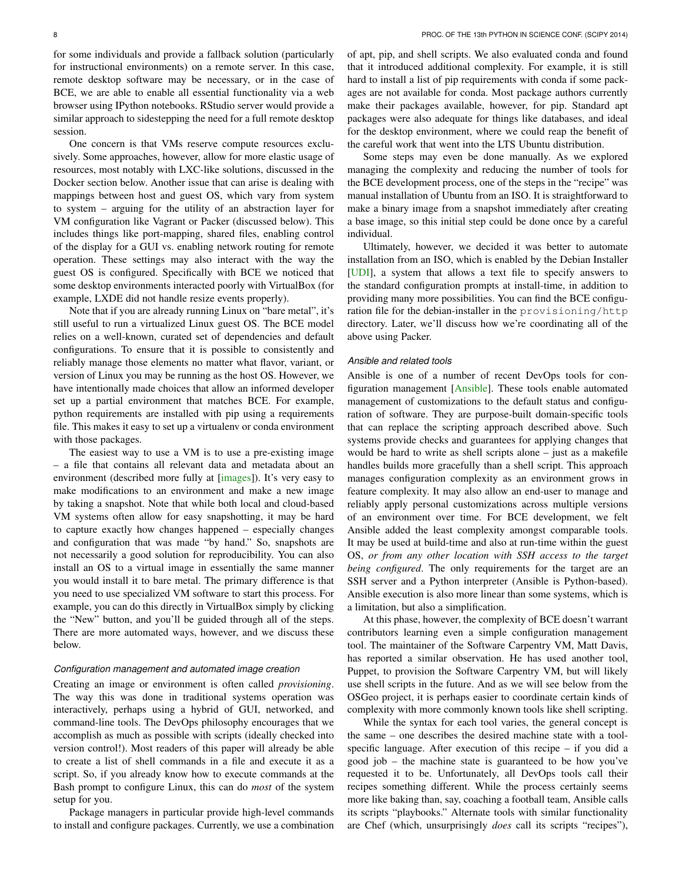for some individuals and provide a fallback solution (particularly for instructional environments) on a remote server. In this case, remote desktop software may be necessary, or in the case of BCE, we are able to enable all essential functionality via a web browser using IPython notebooks. RStudio server would provide a similar approach to sidestepping the need for a full remote desktop session.

One concern is that VMs reserve compute resources exclusively. Some approaches, however, allow for more elastic usage of resources, most notably with LXC-like solutions, discussed in the Docker section below. Another issue that can arise is dealing with mappings between host and guest OS, which vary from system to system – arguing for the utility of an abstraction layer for VM configuration like Vagrant or Packer (discussed below). This includes things like port-mapping, shared files, enabling control of the display for a GUI vs. enabling network routing for remote operation. These settings may also interact with the way the guest OS is configured. Specifically with BCE we noticed that some desktop environments interacted poorly with VirtualBox (for example, LXDE did not handle resize events properly).

Note that if you are already running Linux on "bare metal", it's still useful to run a virtualized Linux guest OS. The BCE model relies on a well-known, curated set of dependencies and default configurations. To ensure that it is possible to consistently and reliably manage those elements no matter what flavor, variant, or version of Linux you may be running as the host OS. However, we have intentionally made choices that allow an informed developer set up a partial environment that matches BCE. For example, python requirements are installed with pip using a requirements file. This makes it easy to set up a virtualenv or conda environment with those packages.

The easiest way to use a VM is to use a pre-existing image – a file that contains all relevant data and metadata about an environment (described more fully at [images]). It's very easy to make modifications to an environment and make a new image by taking a snapshot. Note that while both local and cloud-based VM systems often allow for easy snapshotting, it may be hard to capture exactly how changes happened – especially changes and configuration that was made "by hand." So, snapshots are not necessarily a good solution for reproducibility. You can also install an OS to a virtual image in essentially the same manner you would install it to bare metal. The primary difference is that you need to use specialized VM software to start this process. For example, you can do this directly in VirtualBox simply by clicking the "New" button, and you'll be guided through all of the steps. There are more automated ways, however, and we discuss these below.

### Configuration management and automated image creation

Creating an image or environment is often called *provisioning*. The way this was done in traditional systems operation was interactively, perhaps using a hybrid of GUI, networked, and command-line tools. The DevOps philosophy encourages that we accomplish as much as possible with scripts (ideally checked into version control!). Most readers of this paper will already be able to create a list of shell commands in a file and execute it as a script. So, if you already know how to execute commands at the Bash prompt to configure Linux, this can do *most* of the system setup for you.

Package managers in particular provide high-level commands to install and configure packages. Currently, we use a combination of apt, pip, and shell scripts. We also evaluated conda and found that it introduced additional complexity. For example, it is still hard to install a list of pip requirements with conda if some packages are not available for conda. Most package authors currently make their packages available, however, for pip. Standard apt packages were also adequate for things like databases, and ideal for the desktop environment, where we could reap the benefit of the careful work that went into the LTS Ubuntu distribution.

Some steps may even be done manually. As we explored managing the complexity and reducing the number of tools for the BCE development process, one of the steps in the "recipe" was manual installation of Ubuntu from an ISO. It is straightforward to make a binary image from a snapshot immediately after creating a base image, so this initial step could be done once by a careful individual.

Ultimately, however, we decided it was better to automate installation from an ISO, which is enabled by the Debian Installer [UDI], a system that allows a text file to specify answers to the standard configuration prompts at install-time, in addition to providing many more possibilities. You can find the BCE configuration file for the debian-installer in the `provisioning/http` directory. Later, we'll discuss how we're coordinating all of the above using Packer.

### Ansible and related tools

Ansible is one of a number of recent DevOps tools for configuration management [Ansible]. These tools enable automated management of customizations to the default status and configuration of software. They are purpose-built domain-specific tools that can replace the scripting approach described above. Such systems provide checks and guarantees for applying changes that would be hard to write as shell scripts alone – just as a makefile handles builds more gracefully than a shell script. This approach manages configuration complexity as an environment grows in feature complexity. It may also allow an end-user to manage and reliably apply personal customizations across multiple versions of an environment over time. For BCE development, we felt Ansible added the least complexity amongst comparable tools. It may be used at build-time and also at run-time within the guest OS, *or from any other location with SSH access to the target being configured*. The only requirements for the target are an SSH server and a Python interpreter (Ansible is Python-based). Ansible execution is also more linear than some systems, which is a limitation, but also a simplification.

At this phase, however, the complexity of BCE doesn't warrant contributors learning even a simple configuration management tool. The maintainer of the Software Carpentry VM, Matt Davis, has reported a similar observation. He has used another tool, Puppet, to provision the Software Carpentry VM, but will likely use shell scripts in the future. And as we will see below from the OSGeo project, it is perhaps easier to coordinate certain kinds of complexity with more commonly known tools like shell scripting.

While the syntax for each tool varies, the general concept is the same – one describes the desired machine state with a tool-specific language. After execution of this recipe – if you did a good job – the machine state is guaranteed to be how you've requested it to be. Unfortunately, all DevOps tools call their recipes something different. While the process certainly seems more like baking than, say, coaching a football team, Ansible calls its scripts "playbooks." Alternate tools with similar functionality are Chef (which, unsurprisingly *does* call its scripts "recipes"),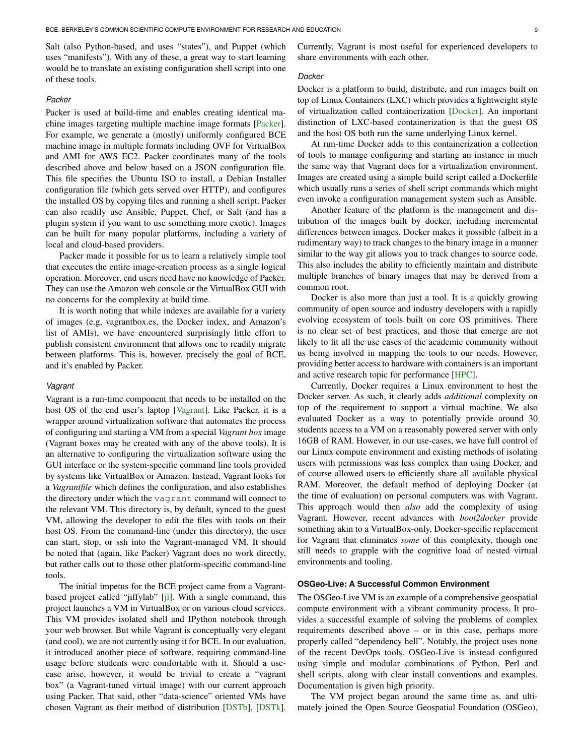Salt (also Python-based, and uses "states"), and Puppet (which uses "manifests"). With any of these, a great way to start learning would be to translate an existing configuration shell script into one of these tools.

### *Packer*

Packer is used at build-time and enables creating identical machine images targeting multiple machine image formats [Packer]. For example, we generate a (mostly) uniformly configured BCE machine image in multiple formats including OVF for VirtualBox and AMI for AWS EC2. Packer coordinates many of the tools described above and below based on a JSON configuration file. This file specifies the Ubuntu ISO to install, a Debian Installer configuration file (which gets served over HTTP), and configures the installed OS by copying files and running a shell script. Packer can also readily use Ansible, Puppet, Chef, or Salt (and has a plugin system if you want to use something more exotic). Images can be built for many popular platforms, including a variety of local and cloud-based providers.

Packer made it possible for us to learn a relatively simple tool that executes the entire image-creation process as a single logical operation. Moreover, end users need have no knowledge of Packer. They can use the Amazon web console or the VirtualBox GUI with no concerns for the complexity at build time.

It is worth noting that while indexes are available for a variety of images (e.g, vagrantbox.es, the Docker index, and Amazon's list of AMIs), we have encountered surprisingly little effort to publish consistent environment that allows one to readily migrate between platforms. This is, however, precisely the goal of BCE, and it's enabled by Packer.

### *Vagrant*

Vagrant is a run-time component that needs to be installed on the host OS of the end user's laptop [Vagrant]. Like Packer, it is a wrapper around virtualization software that automates the process of configuring and starting a VM from a special *Vagrant box* image (Vagrant boxes may be created with any of the above tools). It is an alternative to configuring the virtualization software using the GUI interface or the system-specific command line tools provided by systems like VirtualBox or Amazon. Instead, Vagrant looks for a *Vagrantfile* which defines the configuration, and also establishes the directory under which the `vagrant` command will connect to the relevant VM. This directory is, by default, synced to the guest VM, allowing the developer to edit the files with tools on their host OS. From the command-line (under this directory), the user can start, stop, or ssh into the Vagrant-managed VM. It should be noted that (again, like Packer) Vagrant does no work directly, but rather calls out to those other platform-specific command-line tools.

The initial impetus for the BCE project came from a Vagrant-based project called "jiffylab" [jl]. With a single command, this project launches a VM in VirtualBox or on various cloud services. This VM provides isolated shell and IPython notebook through your web browser. But while Vagrant is conceptually very elegant (and cool), we are not currently using it for BCE. In our evaluation, it introduced another piece of software, requiring command-line usage before students were comfortable with it. Should a use-case arise, however, it would be trivial to create a "vagrant box" (a Vagrant-tuned virtual image) with our current approach using Packer. That said, other "data-science" oriented VMs have chosen Vagrant as their method of distribution [DSTb], [DSTk]. Currently, Vagrant is most useful for experienced developers to share environments with each other.

### *Docker*

Docker is a platform to build, distribute, and run images built on top of Linux Containers (LXC) which provides a lightweight style of virtualization called containerization [Docker]. An important distinction of LXC-based containerization is that the guest OS and the host OS both run the same underlying Linux kernel.

At run-time Docker adds to this containerization a collection of tools to manage configuring and starting an instance in much the same way that Vagrant does for a virtualization environment. Images are created using a simple build script called a Dockerfile which usually runs a series of shell script commands which might even invoke a configuration management system such as Ansible.

Another feature of the platform is the management and distribution of the images built by docker, including incremental differences between images. Docker makes it possible (albeit in a rudimentary way) to track changes to the binary image in a manner similar to the way git allows you to track changes to source code. This also includes the ability to efficiently maintain and distribute multiple branches of binary images that may be derived from a common root.

Docker is also more than just a tool. It is a quickly growing community of open source and industry developers with a rapidly evolving ecosystem of tools built on core OS primitives. There is no clear set of best practices, and those that emerge are not likely to fit all the use cases of the academic community without us being involved in mapping the tools to our needs. However, providing better access to hardware with containers is an important and active research topic for performance [HPC].

Currently, Docker requires a Linux environment to host the Docker server. As such, it clearly adds *additional* complexity on top of the requirement to support a virtual machine. We also evaluated Docker as a way to potentially provide around 30 students access to a VM on a reasonably powered server with only 16GB of RAM. However, in our use-cases, we have full control of our Linux compute environment and existing methods of isolating users with permissions was less complex than using Docker, and of course allowed users to efficiently share all available physical RAM. Moreover, the default method of deploying Docker (at the time of evaluation) on personal computers was with Vagrant. This approach would then *also* add the complexity of using Vagrant. However, recent advances with *boot2docker* provide something akin to a VirtualBox-only, Docker-specific replacement for Vagrant that eliminates *some* of this complexity, though one still needs to grapple with the cognitive load of nested virtual environments and tooling.

## OSGeo-Live: A Successful Common Environment

The OSGeo-Live VM is an example of a comprehensive geospatial compute environment with a vibrant community process. It provides a successful example of solving the problems of complex requirements described above – or in this case, perhaps more properly called "dependency hell". Notably, the project uses none of the recent DevOps tools. OSGeo-Live is instead configured using simple and modular combinations of Python, Perl and shell scripts, along with clear install conventions and examples. Documentation is given high priority.

The VM project began around the same time as, and ultimately joined the Open Source Geospatial Foundation (OSGeo),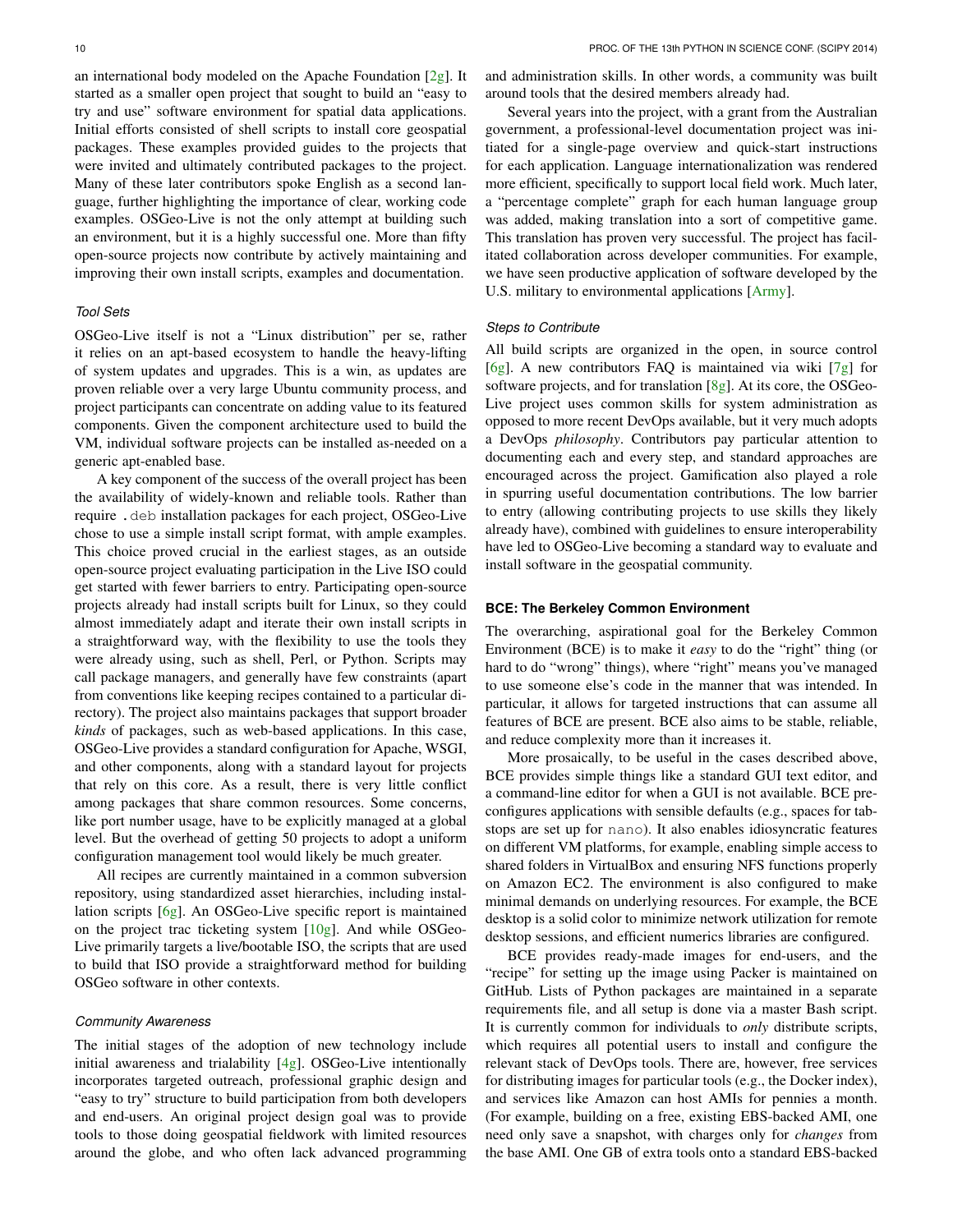an international body modeled on the Apache Foundation [2g]. It started as a smaller open project that sought to build an "easy to try and use" software environment for spatial data applications. Initial efforts consisted of shell scripts to install core geospatial packages. These examples provided guides to the projects that were invited and ultimately contributed packages to the project. Many of these later contributors spoke English as a second language, further highlighting the importance of clear, working code examples. OSGeo-Live is not the only attempt at building such an environment, but it is a highly successful one. More than fifty open-source projects now contribute by actively maintaining and improving their own install scripts, examples and documentation.

### *Tool Sets*

OSGeo-Live itself is not a "Linux distribution" per se, rather it relies on an apt-based ecosystem to handle the heavy-lifting of system updates and upgrades. This is a win, as updates are proven reliable over a very large Ubuntu community process, and project participants can concentrate on adding value to its featured components. Given the component architecture used to build the VM, individual software projects can be installed as-needed on a generic apt-enabled base.

A key component of the success of the overall project has been the availability of widely-known and reliable tools. Rather than require `.deb` installation packages for each project, OSGeo-Live chose to use a simple install script format, with ample examples. This choice proved crucial in the earliest stages, as an outside open-source project evaluating participation in the Live ISO could get started with fewer barriers to entry. Participating open-source projects already had install scripts built for Linux, so they could almost immediately adapt and iterate their own install scripts in a straightforward way, with the flexibility to use the tools they were already using, such as shell, Perl, or Python. Scripts may call package managers, and generally have few constraints (apart from conventions like keeping recipes contained to a particular directory). The project also maintains packages that support broader *kinds* of packages, such as web-based applications. In this case, OSGeo-Live provides a standard configuration for Apache, WSGI, and other components, along with a standard layout for projects that rely on this core. As a result, there is very little conflict among packages that share common resources. Some concerns, like port number usage, have to be explicitly managed at a global level. But the overhead of getting 50 projects to adopt a uniform configuration management tool would likely be much greater.

All recipes are currently maintained in a common subversion repository, using standardized asset hierarchies, including installation scripts [6g]. An OSGeo-Live specific report is maintained on the project trac ticketing system [10g]. And while OSGeo-Live primarily targets a live/bootable ISO, the scripts that are used to build that ISO provide a straightforward method for building OSGeo software in other contexts.

### *Community Awareness*

The initial stages of the adoption of new technology include initial awareness and trialability [4g]. OSGeo-Live intentionally incorporates targeted outreach, professional graphic design and "easy to try" structure to build participation from both developers and end-users. An original project design goal was to provide tools to those doing geospatial fieldwork with limited resources around the globe, and who often lack advanced programming and administration skills. In other words, a community was built around tools that the desired members already had.

Several years into the project, with a grant from the Australian government, a professional-level documentation project was initiated for a single-page overview and quick-start instructions for each application. Language internationalization was rendered more efficient, specifically to support local field work. Much later, a "percentage complete" graph for each human language group was added, making translation into a sort of competitive game. This translation has proven very successful. The project has facilitated collaboration across developer communities. For example, we have seen productive application of software developed by the U.S. military to environmental applications [Army].

### *Steps to Contribute*

All build scripts are organized in the open, in source control [6g]. A new contributors FAQ is maintained via wiki [7g] for software projects, and for translation [8g]. At its core, the OSGeo-Live project uses common skills for system administration as opposed to more recent DevOps available, but it very much adopts a DevOps *philosophy*. Contributors pay particular attention to documenting each and every step, and standard approaches are encouraged across the project. Gamification also played a role in spurring useful documentation contributions. The low barrier to entry (allowing contributing projects to use skills they likely already have), combined with guidelines to ensure interoperability have led to OSGeo-Live becoming a standard way to evaluate and install software in the geospatial community.

## BCE: The Berkeley Common Environment

The overarching, aspirational goal for the Berkeley Common Environment (BCE) is to make it *easy* to do the "right" thing (or hard to do "wrong" things), where "right" means you've managed to use someone else's code in the manner that was intended. In particular, it allows for targeted instructions that can assume all features of BCE are present. BCE also aims to be stable, reliable, and reduce complexity more than it increases it.

More prosaically, to be useful in the cases described above, BCE provides simple things like a standard GUI text editor, and a command-line editor for when a GUI is not available. BCE pre-configures applications with sensible defaults (e.g., spaces for tab-stops are set up for `nano`). It also enables idiosyncratic features on different VM platforms, for example, enabling simple access to shared folders in VirtualBox and ensuring NFS functions properly on Amazon EC2. The environment is also configured to make minimal demands on underlying resources. For example, the BCE desktop is a solid color to minimize network utilization for remote desktop sessions, and efficient numerics libraries are configured.

BCE provides ready-made images for end-users, and the "recipe" for setting up the image using Packer is maintained on GitHub. Lists of Python packages are maintained in a separate requirements file, and all setup is done via a master Bash script. It is currently common for individuals to *only* distribute scripts, which requires all potential users to install and configure the relevant stack of DevOps tools. There are, however, free services for distributing images for particular tools (e.g., the Docker index), and services like Amazon can host AMIs for pennies a month. (For example, building on a free, existing EBS-backed AMI, one need only save a snapshot, with charges only for *changes* from the base AMI. One GB of extra tools onto a standard EBS-backed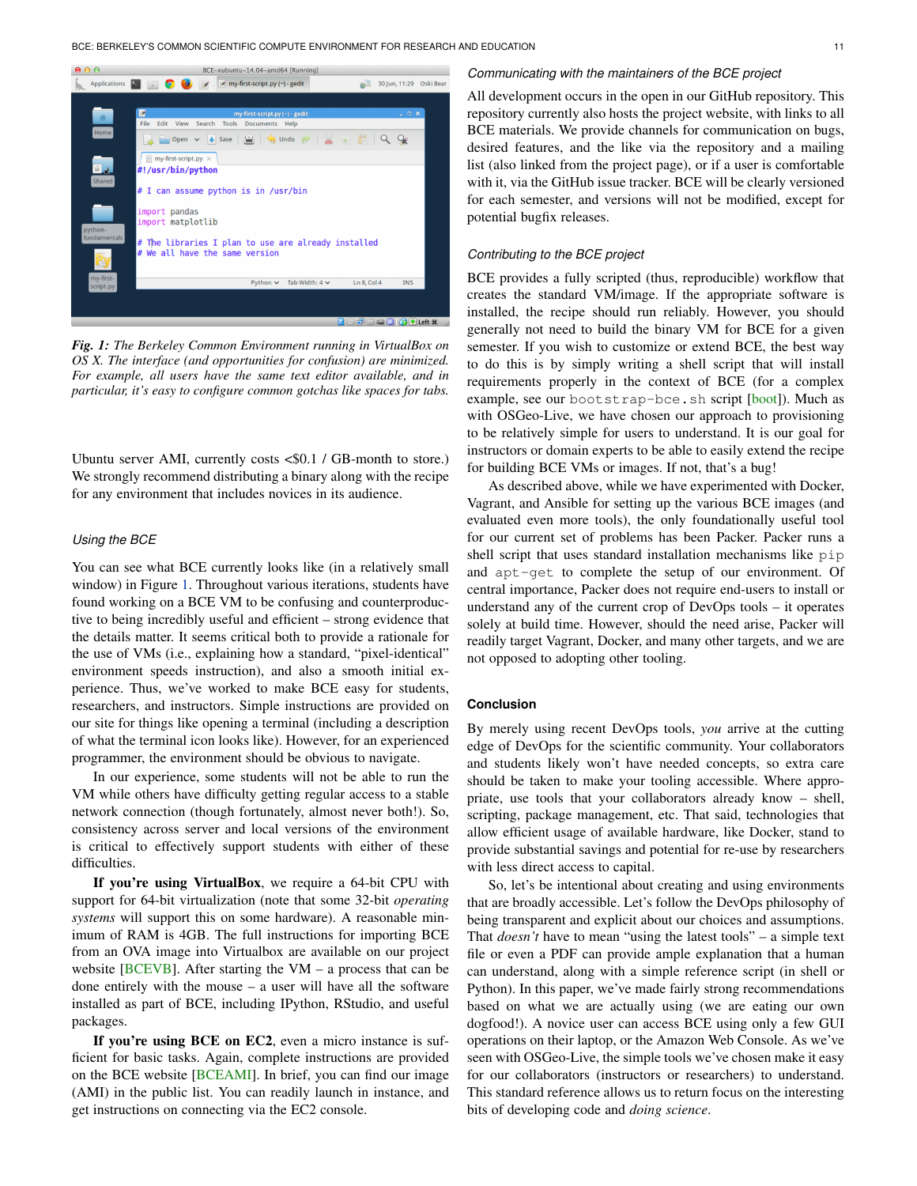*Fig. 1: The Berkeley Common Environment running in VirtualBox on OS X. The interface (and opportunities for confusion) are minimized. For example, all users have the same text editor available, and in particular, it's easy to configure common gotchas like spaces for tabs.*

Ubuntu server AMI, currently costs <$0.1 / GB-month to store.) We strongly recommend distributing a binary along with the recipe for any environment that includes novices in its audience.

### *Using the BCE*

You can see what BCE currently looks like (in a relatively small window) in Figure 1. Throughout various iterations, students have found working on a BCE VM to be confusing and counterproductive to being incredibly useful and efficient – strong evidence that the details matter. It seems critical both to provide a rationale for the use of VMs (i.e., explaining how a standard, "pixel-identical" environment speeds instruction), and also a smooth initial experience. Thus, we've worked to make BCE easy for students, researchers, and instructors. Simple instructions are provided on our site for things like opening a terminal (including a description of what the terminal icon looks like). However, for an experienced programmer, the environment should be obvious to navigate.

In our experience, some students will not be able to run the VM while others have difficulty getting regular access to a stable network connection (though fortunately, almost never both!). So, consistency across server and local versions of the environment is critical to effectively support students with either of these difficulties.

**If you're using VirtualBox**, we require a 64-bit CPU with support for 64-bit virtualization (note that some 32-bit *operating systems* will support this on some hardware). A reasonable minimum of RAM is 4GB. The full instructions for importing BCE from an OVA image into Virtualbox are available on our project website [BCEVB]. After starting the VM – a process that can be done entirely with the mouse – a user will have all the software installed as part of BCE, including IPython, RStudio, and useful packages.

**If you're using BCE on EC2**, even a micro instance is sufficient for basic tasks. Again, complete instructions are provided on the BCE website [BCEAMI]. In brief, you can find our image (AMI) in the public list. You can readily launch in instance, and get instructions on connecting via the EC2 console.

### *Communicating with the maintainers of the BCE project*

All development occurs in the open in our GitHub repository. This repository currently also hosts the project website, with links to all BCE materials. We provide channels for communication on bugs, desired features, and the like via the repository and a mailing list (also linked from the project page), or if a user is comfortable with it, via the GitHub issue tracker. BCE will be clearly versioned for each semester, and versions will not be modified, except for potential bugfix releases.

### *Contributing to the BCE project*

BCE provides a fully scripted (thus, reproducible) workflow that creates the standard VM/image. If the appropriate software is installed, the recipe should run reliably. However, you should generally not need to build the binary VM for BCE for a given semester. If you wish to customize or extend BCE, the best way to do this is by simply writing a shell script that will install requirements properly in the context of BCE (for a complex example, see our `bootstrap-bce.sh` script [boot]). Much as with OSGeo-Live, we have chosen our approach to provisioning to be relatively simple for users to understand. It is our goal for instructors or domain experts to be able to easily extend the recipe for building BCE VMs or images. If not, that's a bug!

As described above, while we have experimented with Docker, Vagrant, and Ansible for setting up the various BCE images (and evaluated even more tools), the only foundationally useful tool for our current set of problems has been Packer. Packer runs a shell script that uses standard installation mechanisms like `pip` and `apt-get` to complete the setup of our environment. Of central importance, Packer does not require end-users to install or understand any of the current crop of DevOps tools – it operates solely at build time. However, should the need arise, Packer will readily target Vagrant, Docker, and many other targets, and we are not opposed to adopting other tooling.

## Conclusion

By merely using recent DevOps tools, *you* arrive at the cutting edge of DevOps for the scientific community. Your collaborators and students likely won't have needed concepts, so extra care should be taken to make your tooling accessible. Where appropriate, use tools that your collaborators already know – shell, scripting, package management, etc. That said, technologies that allow efficient usage of available hardware, like Docker, stand to provide substantial savings and potential for re-use by researchers with less direct access to capital.

So, let's be intentional about creating and using environments that are broadly accessible. Let's follow the DevOps philosophy of being transparent and explicit about our choices and assumptions. That *doesn't* have to mean "using the latest tools" – a simple text file or even a PDF can provide ample explanation that a human can understand, along with a simple reference script (in shell or Python). In this paper, we've made fairly strong recommendations based on what we are actually using (we are eating our own dogfood!). A novice user can access BCE using only a few GUI operations on their laptop, or the Amazon Web Console. As we've seen with OSGeo-Live, the simple tools we've chosen make it easy for our collaborators (instructors or researchers) to understand. This standard reference allows us to return focus on the interesting bits of developing code and *doing science*.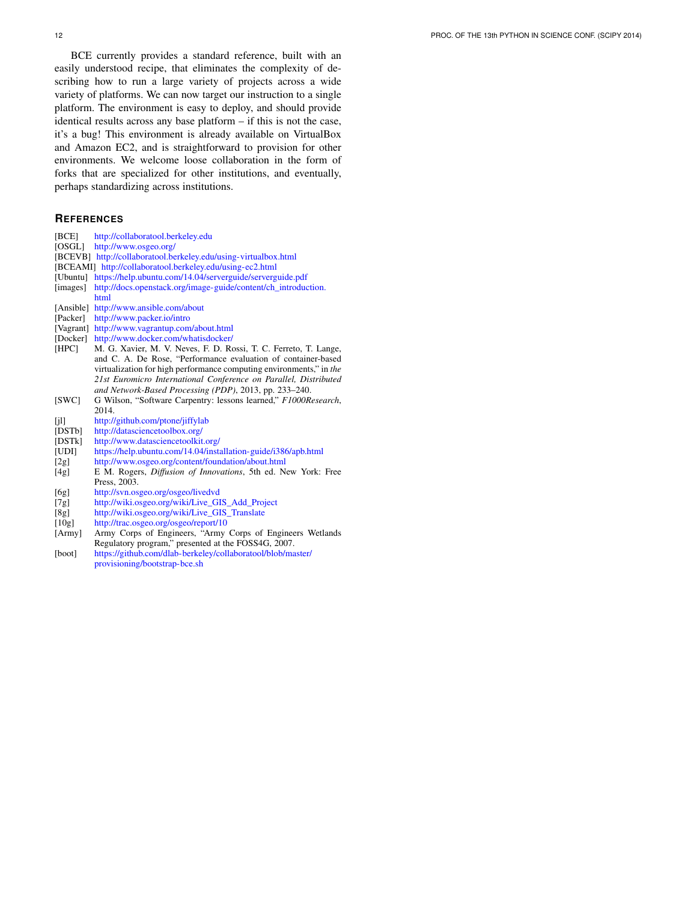BCE currently provides a standard reference, built with an easily understood recipe, that eliminates the complexity of describing how to run a large variety of projects across a wide variety of platforms. We can now target our instruction to a single platform. The environment is easy to deploy, and should provide identical results across any base platform – if this is not the case, it's a bug! This environment is already available on VirtualBox and Amazon EC2, and is straightforward to provision for other environments. We welcome loose collaboration in the form of forks that are specialized for other institutions, and eventually, perhaps standardizing across institutions.

## REFERENCES

[BCE] http://collaboratool.berkeley.edu

[OSGL] http://www.osgeo.org/

[BCEVB] http://collaboratool.berkeley.edu/using-virtualbox.html

[BCEAMI] http://collaboratool.berkeley.edu/using-ec2.html

[Ubuntu] https://help.ubuntu.com/14.04/serverguide/serverguide.pdf

[images] http://docs.openstack.org/image-guide/content/ch_introduction.html

[Ansible] http://www.ansible.com/about

[Packer] http://www.packer.io/intro

[Vagrant] http://www.vagrantup.com/about.html

[Docker] http://www.docker.com/whatisdocker/

[HPC] M. G. Xavier, M. V. Neves, F. D. Rossi, T. C. Ferreto, T. Lange, and C. A. De Rose, "Performance evaluation of container-based virtualization for high performance computing environments," in *the 21st Euromicro International Conference on Parallel, Distributed and Network-Based Processing (PDP)*, 2013, pp. 233–240.

[SWC] G Wilson, "Software Carpentry: lessons learned," *F1000Research*, 2014.

[jl] http://github.com/ptone/jiffylab

[DSTb] http://datasciencetoolbox.org/

[DSTk] http://www.datasciencetoolkit.org/

[UDI] https://help.ubuntu.com/14.04/installation-guide/i386/apb.html

[2g] http://www.osgeo.org/content/foundation/about.html

[4g] E M. Rogers, *Diffusion of Innovations*, 5th ed. New York: Free Press, 2003.

[6g] http://svn.osgeo.org/osgeo/livedvd

[7g] http://wiki.osgeo.org/wiki/Live_GIS_Add_Project

[8g] http://wiki.osgeo.org/wiki/Live_GIS_Translate

[10g] http://trac.osgeo.org/osgeo/report/10

[Army] Army Corps of Engineers, "Army Corps of Engineers Wetlands Regulatory program," presented at the FOSS4G, 2007.

[boot] https://github.com/dlab-berkeley/collaboratool/blob/master/provisioning/bootstrap-bce.sh